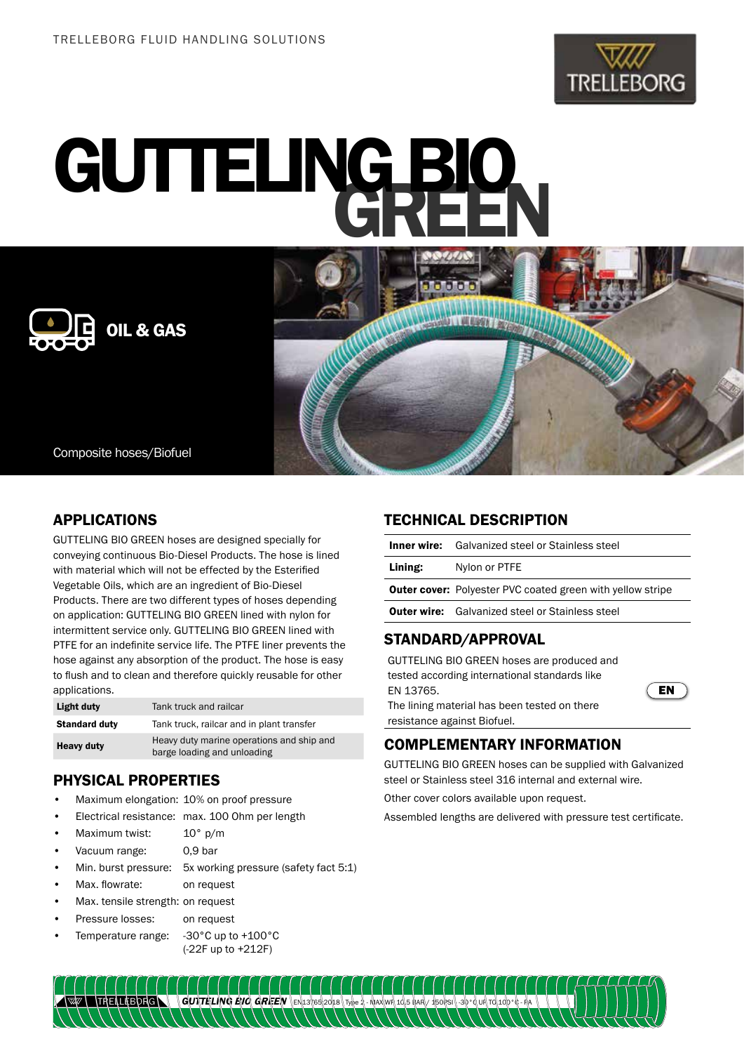TRELLEBORG FLUID HANDLING SOLUTIONS

# GUTTELING BIO GREEN

OIL & GAS

Composite hoses/Biofuel

## APPLICATIONS

GUTTELING BIO GREEN hoses are designed specially for conveying continuous Bio-Diesel Products. The hose is lined with material which will not be effected by the Esterified Vegetable Oils, which are an ingredient of Bio-Diesel Products. There are two different types of hoses depending on application: GUTTELING BIO GREEN lined with nylon for intermittent service only. GUTTELING BIO GREEN lined with PTFE for an indefinite service life. The PTFE liner prevents the hose against any absorption of the product. The hose is easy to flush and to clean and therefore quickly reusable for other applications.

| | |
|---|---|
| **Light duty** | Tank truck and railcar |
| **Standard duty** | Tank truck, railcar and in plant transfer |
| **Heavy duty** | Heavy duty marine operations and ship and barge loading and unloading |

## PHYSICAL PROPERTIES

- Maximum elongation: 10% on proof pressure
- Electrical resistance: max. 100 Ohm per length
- Maximum twist: 10° p/m
- Vacuum range: 0,9 bar
- Min. burst pressure: 5x working pressure (safety fact 5:1)
- Max. flowrate: on request
- Max. tensile strength: on request
- Pressure losses: on request
- Temperature range: -30°C up to +100°C (-22F up to +212F)

## TECHNICAL DESCRIPTION

| | |
|---|---|
| **Inner wire:** | Galvanized steel or Stainless steel |
| **Lining:** | Nylon or PTFE |
| **Outer cover:** | Polyester PVC coated green with yellow stripe |
| **Outer wire:** | Galvanized steel or Stainless steel |

## STANDARD/APPROVAL

GUTTELING BIO GREEN hoses are produced and tested according international standards like EN 13765.

EN

The lining material has been tested on there resistance against Biofuel.

## COMPLEMENTARY INFORMATION

GUTTELING BIO GREEN hoses can be supplied with Galvanized steel or Stainless steel 316 internal and external wire.

Other cover colors available upon request.

Assembled lengths are delivered with pressure test certificate.

TRELLEBORG GUTTELING BIO GREEN EN13765:2018 Type 2 - MAX WP 10,5 BAR / 150PSI -30°C UP TO 100°C - PA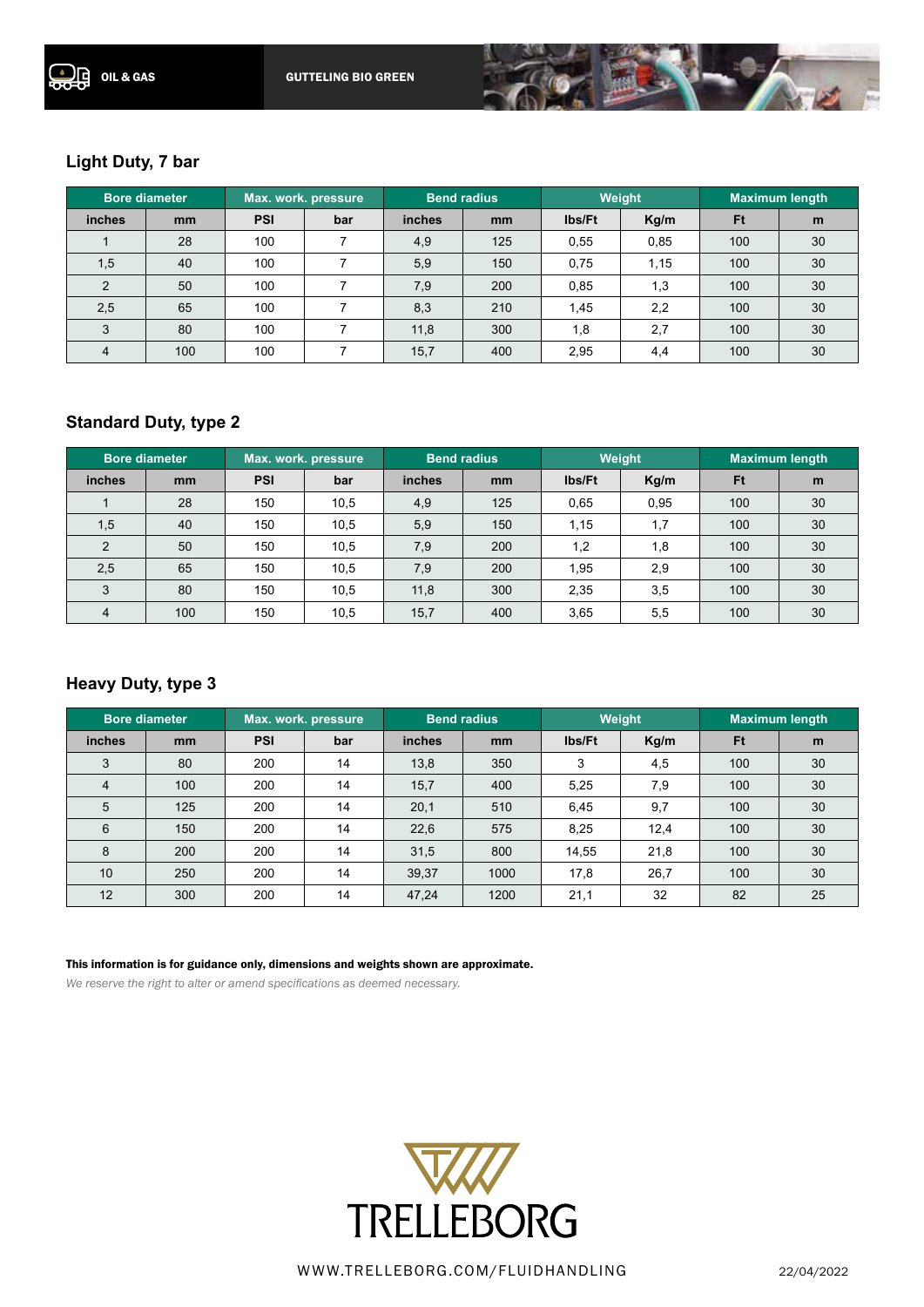## Light Duty, 7 bar

| Bore diameter | | Max. work. pressure | | Bend radius | | Weight | | Maximum length | |
|---|---|---|---|---|---|---|---|---|---|
| inches | mm | PSI | bar | inches | mm | lbs/Ft | Kg/m | Ft | m |
| 1 | 28 | 100 | 7 | 4,9 | 125 | 0,55 | 0,85 | 100 | 30 |
| 1,5 | 40 | 100 | 7 | 5,9 | 150 | 0,75 | 1,15 | 100 | 30 |
| 2 | 50 | 100 | 7 | 7,9 | 200 | 0,85 | 1,3 | 100 | 30 |
| 2,5 | 65 | 100 | 7 | 8,3 | 210 | 1,45 | 2,2 | 100 | 30 |
| 3 | 80 | 100 | 7 | 11,8 | 300 | 1,8 | 2,7 | 100 | 30 |
| 4 | 100 | 100 | 7 | 15,7 | 400 | 2,95 | 4,4 | 100 | 30 |

## Standard Duty, type 2

| Bore diameter | | Max. work. pressure | | Bend radius | | Weight | | Maximum length | |
|---|---|---|---|---|---|---|---|---|---|
| inches | mm | PSI | bar | inches | mm | lbs/Ft | Kg/m | Ft | m |
| 1 | 28 | 150 | 10,5 | 4,9 | 125 | 0,65 | 0,95 | 100 | 30 |
| 1,5 | 40 | 150 | 10,5 | 5,9 | 150 | 1,15 | 1,7 | 100 | 30 |
| 2 | 50 | 150 | 10,5 | 7,9 | 200 | 1,2 | 1,8 | 100 | 30 |
| 2,5 | 65 | 150 | 10,5 | 7,9 | 200 | 1,95 | 2,9 | 100 | 30 |
| 3 | 80 | 150 | 10,5 | 11,8 | 300 | 2,35 | 3,5 | 100 | 30 |
| 4 | 100 | 150 | 10,5 | 15,7 | 400 | 3,65 | 5,5 | 100 | 30 |

## Heavy Duty, type 3

| Bore diameter | | Max. work. pressure | | Bend radius | | Weight | | Maximum length | |
|---|---|---|---|---|---|---|---|---|---|
| inches | mm | PSI | bar | inches | mm | lbs/Ft | Kg/m | Ft | m |
| 3 | 80 | 200 | 14 | 13,8 | 350 | 3 | 4,5 | 100 | 30 |
| 4 | 100 | 200 | 14 | 15,7 | 400 | 5,25 | 7,9 | 100 | 30 |
| 5 | 125 | 200 | 14 | 20,1 | 510 | 6,45 | 9,7 | 100 | 30 |
| 6 | 150 | 200 | 14 | 22,6 | 575 | 8,25 | 12,4 | 100 | 30 |
| 8 | 200 | 200 | 14 | 31,5 | 800 | 14,55 | 21,8 | 100 | 30 |
| 10 | 250 | 200 | 14 | 39,37 | 1000 | 17,8 | 26,7 | 100 | 30 |
| 12 | 300 | 200 | 14 | 47,24 | 1200 | 21,1 | 32 | 82 | 25 |

**This information is for guidance only, dimensions and weights shown are approximate.**

*We reserve the right to alter or amend specifications as deemed necessary.*

TRELLEBORG

WWW.TRELLEBORG.COM/FLUIDHANDLING

22/04/2022